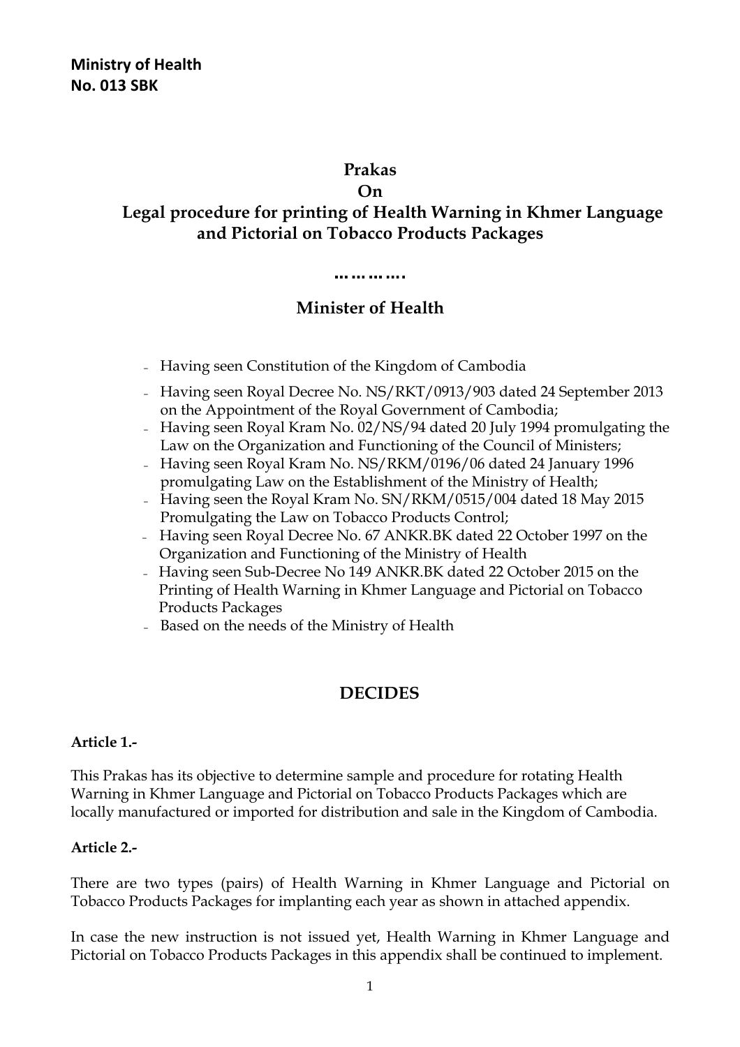**Ministry of Health**
**No. 013 SBK**

# Prakas
# On
# Legal procedure for printing of Health Warning in Khmer Language and Pictorial on Tobacco Products Packages

…………

## Minister of Health

- Having seen Constitution of the Kingdom of Cambodia
- Having seen Royal Decree No. NS/RKT/0913/903 dated 24 September 2013 on the Appointment of the Royal Government of Cambodia;
- Having seen Royal Kram No. 02/NS/94 dated 20 July 1994 promulgating the Law on the Organization and Functioning of the Council of Ministers;
- Having seen Royal Kram No. NS/RKM/0196/06 dated 24 January 1996 promulgating Law on the Establishment of the Ministry of Health;
- Having seen the Royal Kram No. SN/RKM/0515/004 dated 18 May 2015 Promulgating the Law on Tobacco Products Control;
- Having seen Royal Decree No. 67 ANKR.BK dated 22 October 1997 on the Organization and Functioning of the Ministry of Health
- Having seen Sub-Decree No 149 ANKR.BK dated 22 October 2015 on the Printing of Health Warning in Khmer Language and Pictorial on Tobacco Products Packages
- Based on the needs of the Ministry of Health

## DECIDES

**Article 1.-**

This Prakas has its objective to determine sample and procedure for rotating Health Warning in Khmer Language and Pictorial on Tobacco Products Packages which are locally manufactured or imported for distribution and sale in the Kingdom of Cambodia.

**Article 2.-**

There are two types (pairs) of Health Warning in Khmer Language and Pictorial on Tobacco Products Packages for implanting each year as shown in attached appendix.

In case the new instruction is not issued yet, Health Warning in Khmer Language and Pictorial on Tobacco Products Packages in this appendix shall be continued to implement.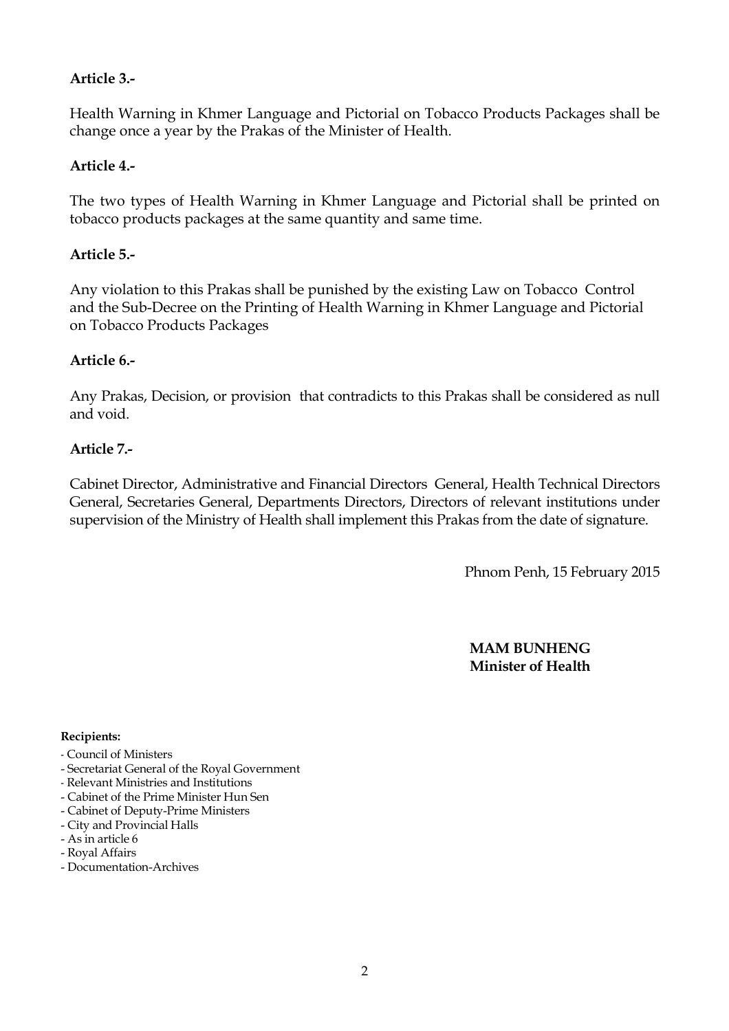**Article 3.-**

Health Warning in Khmer Language and Pictorial on Tobacco Products Packages shall be change once a year by the Prakas of the Minister of Health.

**Article 4.-**

The two types of Health Warning in Khmer Language and Pictorial shall be printed on tobacco products packages at the same quantity and same time.

**Article 5.-**

Any violation to this Prakas shall be punished by the existing Law on Tobacco Control and the Sub-Decree on the Printing of Health Warning in Khmer Language and Pictorial on Tobacco Products Packages

**Article 6.-**

Any Prakas, Decision, or provision that contradicts to this Prakas shall be considered as null and void.

**Article 7.-**

Cabinet Director, Administrative and Financial Directors General, Health Technical Directors General, Secretaries General, Departments Directors, Directors of relevant institutions under supervision of the Ministry of Health shall implement this Prakas from the date of signature.

Phnom Penh, 15 February 2015

**MAM BUNHENG**
**Minister of Health**

**Recipients:**

- Council of Ministers
- Secretariat General of the Royal Government
- Relevant Ministries and Institutions
- Cabinet of the Prime Minister Hun Sen
- Cabinet of Deputy-Prime Ministers
- City and Provincial Halls
- As in article 6
- Royal Affairs
- Documentation-Archives